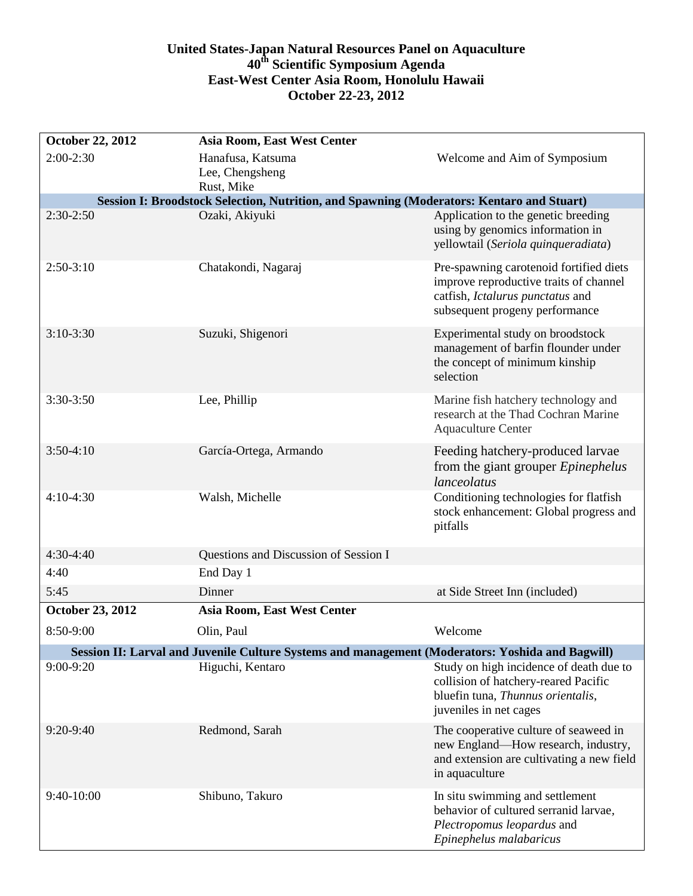# United States-Japan Natural Resources Panel on Aquaculture
## 40th Scientific Symposium Agenda
## East-West Center Asia Room, Honolulu Hawaii
## October 22-23, 2012

| **October 22, 2012** | **Asia Room, East West Center** | |
|---|---|---|
| 2:00-2:30 | Hanafusa, Katsuma<br>Lee, Chengsheng<br>Rust, Mike | Welcome and Aim of Symposium |
| **Session I: Broodstock Selection, Nutrition, and Spawning (Moderators: Kentaro and Stuart)** | | |
| 2:30-2:50 | Ozaki, Akiyuki | Application to the genetic breeding using by genomics information in yellowtail (*Seriola quinqueradiata*) |
| 2:50-3:10 | Chatakondi, Nagaraj | Pre-spawning carotenoid fortified diets improve reproductive traits of channel catfish, *Ictalurus punctatus* and subsequent progeny performance |
| 3:10-3:30 | Suzuki, Shigenori | Experimental study on broodstock management of barfin flounder under the concept of minimum kinship selection |
| 3:30-3:50 | Lee, Phillip | Marine fish hatchery technology and research at the Thad Cochran Marine Aquaculture Center |
| 3:50-4:10 | García-Ortega, Armando | Feeding hatchery-produced larvae from the giant grouper *Epinephelus lanceolatus* |
| 4:10-4:30 | Walsh, Michelle | Conditioning technologies for flatfish stock enhancement: Global progress and pitfalls |
| 4:30-4:40 | Questions and Discussion of Session I | |
| 4:40 | End Day 1 | |
| 5:45 | Dinner | at Side Street Inn (included) |
| **October 23, 2012** | **Asia Room, East West Center** | |
| 8:50-9:00 | Olin, Paul | Welcome |
| **Session II: Larval and Juvenile Culture Systems and management (Moderators: Yoshida and Bagwill)** | | |
| 9:00-9:20 | Higuchi, Kentaro | Study on high incidence of death due to collision of hatchery-reared Pacific bluefin tuna, *Thunnus orientalis*, juveniles in net cages |
| 9:20-9:40 | Redmond, Sarah | The cooperative culture of seaweed in new England—How research, industry, and extension are cultivating a new field in aquaculture |
| 9:40-10:00 | Shibuno, Takuro | In situ swimming and settlement behavior of cultured serranid larvae, *Plectropomus leopardus* and *Epinephelus malabaricus* |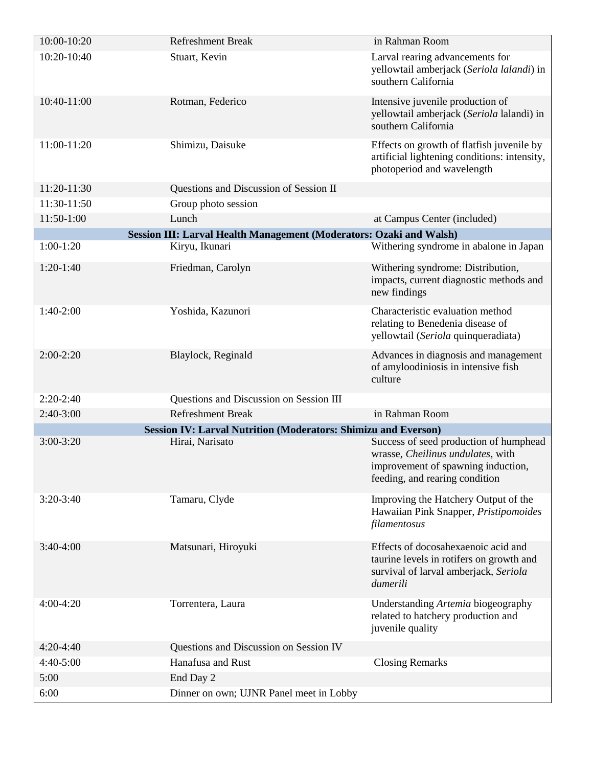| | | |
|---|---|---|
| 10:00-10:20 | Refreshment Break | in Rahman Room |
| 10:20-10:40 | Stuart, Kevin | Larval rearing advancements for yellowtail amberjack (*Seriola lalandi*) in southern California |
| 10:40-11:00 | Rotman, Federico | Intensive juvenile production of yellowtail amberjack (*Seriola* lalandi) in southern California |
| 11:00-11:20 | Shimizu, Daisuke | Effects on growth of flatfish juvenile by artificial lightening conditions: intensity, photoperiod and wavelength |
| 11:20-11:30 | Questions and Discussion of Session II | |
| 11:30-11:50 | Group photo session | |
| 11:50-1:00 | Lunch | at Campus Center (included) |
| **Session III: Larval Health Management (Moderators: Ozaki and Walsh)** | | |
| 1:00-1:20 | Kiryu, Ikunari | Withering syndrome in abalone in Japan |
| 1:20-1:40 | Friedman, Carolyn | Withering syndrome: Distribution, impacts, current diagnostic methods and new findings |
| 1:40-2:00 | Yoshida, Kazunori | Characteristic evaluation method relating to Benedenia disease of yellowtail (*Seriola* quinqueradiata) |
| 2:00-2:20 | Blaylock, Reginald | Advances in diagnosis and management of amyloodiniosis in intensive fish culture |
| 2:20-2:40 | Questions and Discussion on Session III | |
| 2:40-3:00 | Refreshment Break | in Rahman Room |
| **Session IV: Larval Nutrition (Moderators: Shimizu and Everson)** | | |
| 3:00-3:20 | Hirai, Narisato | Success of seed production of humphead wrasse, *Cheilinus undulates*, with improvement of spawning induction, feeding, and rearing condition |
| 3:20-3:40 | Tamaru, Clyde | Improving the Hatchery Output of the Hawaiian Pink Snapper, *Pristipomoides filamentosus* |
| 3:40-4:00 | Matsunari, Hiroyuki | Effects of docosahexaenoic acid and taurine levels in rotifers on growth and survival of larval amberjack, *Seriola dumerili* |
| 4:00-4:20 | Torrentera, Laura | Understanding *Artemia* biogeography related to hatchery production and juvenile quality |
| 4:20-4:40 | Questions and Discussion on Session IV | |
| 4:40-5:00 | Hanafusa and Rust | Closing Remarks |
| 5:00 | End Day 2 | |
| 6:00 | Dinner on own; UJNR Panel meet in Lobby | |